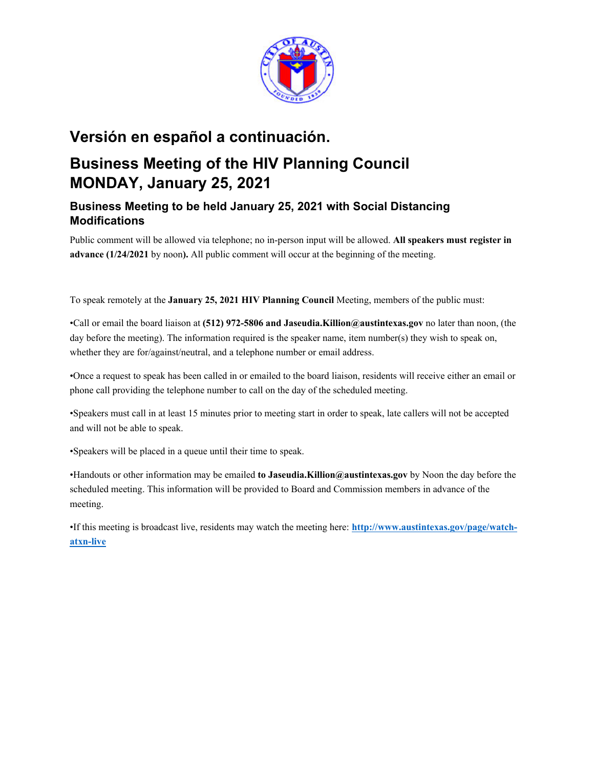# Versión en español a continuación.

# Business Meeting of the HIV Planning Council MONDAY, January 25, 2021

### Business Meeting to be held January 25, 2021 with Social Distancing Modifications

Public comment will be allowed via telephone; no in-person input will be allowed. **All speakers must register in advance (1/24/2021** by noon**).** All public comment will occur at the beginning of the meeting.

To speak remotely at the **January 25, 2021 HIV Planning Council** Meeting, members of the public must:

•Call or email the board liaison at **(512) 972-5806 and Jaseudia.Killion@austintexas.gov** no later than noon, (the day before the meeting). The information required is the speaker name, item number(s) they wish to speak on, whether they are for/against/neutral, and a telephone number or email address.

•Once a request to speak has been called in or emailed to the board liaison, residents will receive either an email or phone call providing the telephone number to call on the day of the scheduled meeting.

•Speakers must call in at least 15 minutes prior to meeting start in order to speak, late callers will not be accepted and will not be able to speak.

•Speakers will be placed in a queue until their time to speak.

•Handouts or other information may be emailed **to Jaseudia.Killion@austintexas.gov** by Noon the day before the scheduled meeting. This information will be provided to Board and Commission members in advance of the meeting.

•If this meeting is broadcast live, residents may watch the meeting here: **http://www.austintexas.gov/page/watch-atxn-live**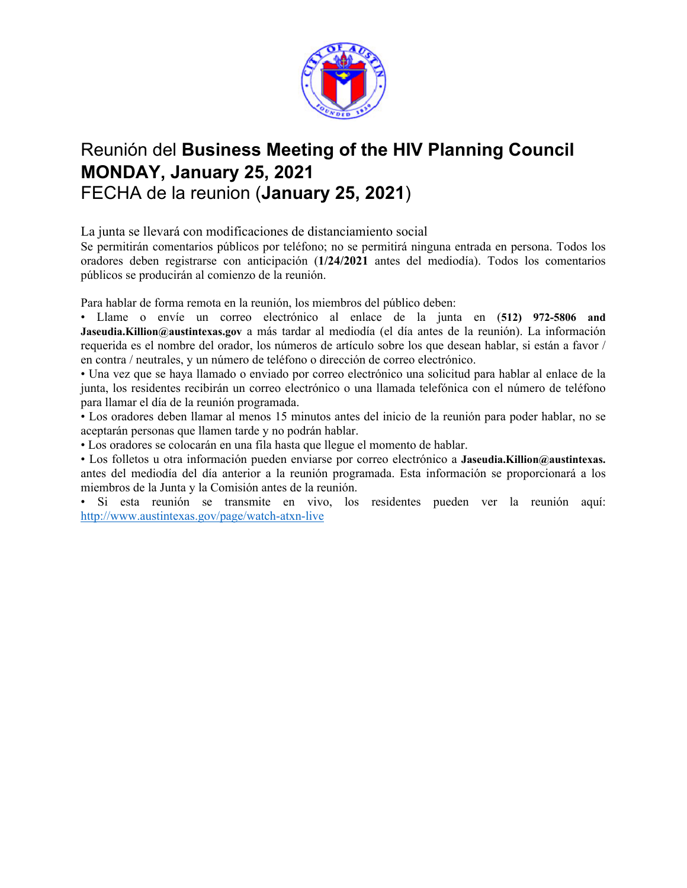# Reunión del **Business Meeting of the HIV Planning Council MONDAY, January 25, 2021**
FECHA de la reunion (**January 25, 2021**)

La junta se llevará con modificaciones de distanciamiento social

Se permitirán comentarios públicos por teléfono; no se permitirá ninguna entrada en persona. Todos los oradores deben registrarse con anticipación (**1/24/2021** antes del mediodía). Todos los comentarios públicos se producirán al comienzo de la reunión.

Para hablar de forma remota en la reunión, los miembros del público deben:

- Llame o envíe un correo electrónico al enlace de la junta en **(512) 972-5806 and Jaseudia.Killion@austintexas.gov** a más tardar al mediodía (el día antes de la reunión). La información requerida es el nombre del orador, los números de artículo sobre los que desean hablar, si están a favor / en contra / neutrales, y un número de teléfono o dirección de correo electrónico.
- Una vez que se haya llamado o enviado por correo electrónico una solicitud para hablar al enlace de la junta, los residentes recibirán un correo electrónico o una llamada telefónica con el número de teléfono para llamar el día de la reunión programada.
- Los oradores deben llamar al menos 15 minutos antes del inicio de la reunión para poder hablar, no se aceptarán personas que llamen tarde y no podrán hablar.
- Los oradores se colocarán en una fila hasta que llegue el momento de hablar.
- Los folletos u otra información pueden enviarse por correo electrónico a **Jaseudia.Killion@austintexas.** antes del mediodía del día anterior a la reunión programada. Esta información se proporcionará a los miembros de la Junta y la Comisión antes de la reunión.
- Si esta reunión se transmite en vivo, los residentes pueden ver la reunión aquí: http://www.austintexas.gov/page/watch-atxn-live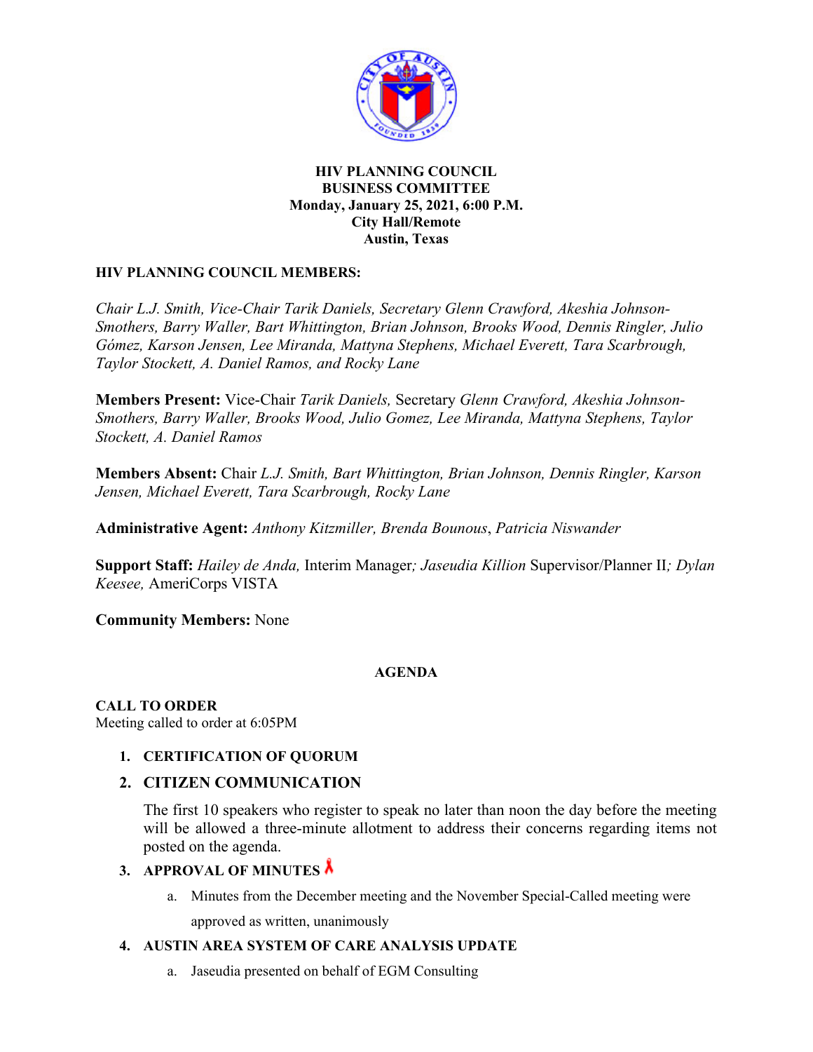**HIV PLANNING COUNCIL**
**BUSINESS COMMITTEE**
**Monday, January 25, 2021, 6:00 P.M.**
**City Hall/Remote**
**Austin, Texas**

**HIV PLANNING COUNCIL MEMBERS:**

*Chair L.J. Smith, Vice-Chair Tarik Daniels, Secretary Glenn Crawford, Akeshia Johnson-Smothers, Barry Waller, Bart Whittington, Brian Johnson, Brooks Wood, Dennis Ringler, Julio Gómez, Karson Jensen, Lee Miranda, Mattyna Stephens, Michael Everett, Tara Scarbrough, Taylor Stockett, A. Daniel Ramos, and Rocky Lane*

**Members Present:** Vice-Chair *Tarik Daniels,* Secretary *Glenn Crawford, Akeshia Johnson-Smothers, Barry Waller, Brooks Wood, Julio Gomez, Lee Miranda, Mattyna Stephens, Taylor Stockett, A. Daniel Ramos*

**Members Absent:** Chair *L.J. Smith, Bart Whittington, Brian Johnson, Dennis Ringler, Karson Jensen, Michael Everett, Tara Scarbrough, Rocky Lane*

**Administrative Agent:** *Anthony Kitzmiller, Brenda Bounous*, *Patricia Niswander*

**Support Staff:** *Hailey de Anda,* Interim Manager*; Jaseudia Killion* Supervisor/Planner II*; Dylan Keesee,* AmeriCorps VISTA

**Community Members:** None

**AGENDA**

**CALL TO ORDER**
Meeting called to order at 6:05PM

1. **CERTIFICATION OF QUORUM**
2. **CITIZEN COMMUNICATION**

   The first 10 speakers who register to speak no later than noon the day before the meeting will be allowed a three-minute allotment to address their concerns regarding items not posted on the agenda.

3. **APPROVAL OF MINUTES**
   a. Minutes from the December meeting and the November Special-Called meeting were approved as written, unanimously
4. **AUSTIN AREA SYSTEM OF CARE ANALYSIS UPDATE**
   a. Jaseudia presented on behalf of EGM Consulting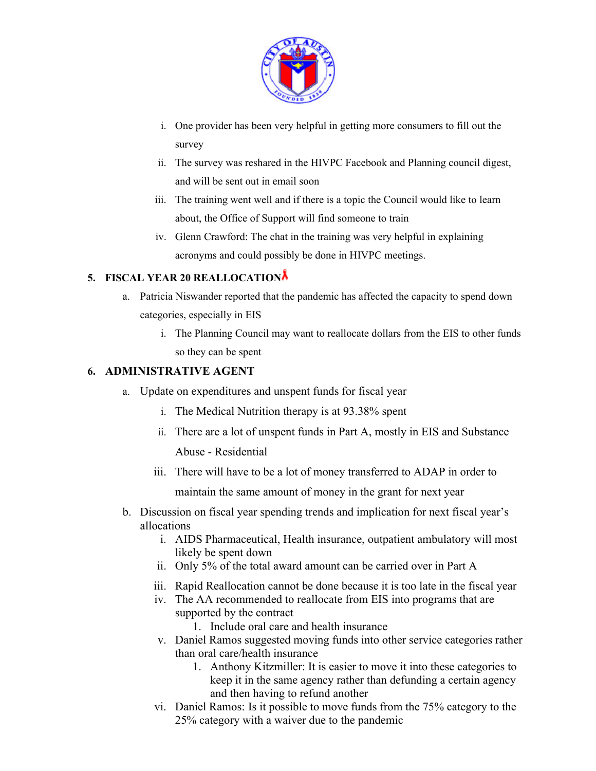i. One provider has been very helpful in getting more consumers to fill out the survey
ii. The survey was reshared in the HIVPC Facebook and Planning council digest, and will be sent out in email soon
iii. The training went well and if there is a topic the Council would like to learn about, the Office of Support will find someone to train
iv. Glenn Crawford: The chat in the training was very helpful in explaining acronyms and could possibly be done in HIVPC meetings.

**5. FISCAL YEAR 20 REALLOCATION**

a. Patricia Niswander reported that the pandemic has affected the capacity to spend down categories, especially in EIS
   i. The Planning Council may want to reallocate dollars from the EIS to other funds so they can be spent

**6. ADMINISTRATIVE AGENT**

a. Update on expenditures and unspent funds for fiscal year
   i. The Medical Nutrition therapy is at 93.38% spent
   ii. There are a lot of unspent funds in Part A, mostly in EIS and Substance Abuse - Residential
   iii. There will have to be a lot of money transferred to ADAP in order to maintain the same amount of money in the grant for next year

b. Discussion on fiscal year spending trends and implication for next fiscal year's allocations
   i. AIDS Pharmaceutical, Health insurance, outpatient ambulatory will most likely be spent down
   ii. Only 5% of the total award amount can be carried over in Part A
   iii. Rapid Reallocation cannot be done because it is too late in the fiscal year
   iv. The AA recommended to reallocate from EIS into programs that are supported by the contract
      1. Include oral care and health insurance
   v. Daniel Ramos suggested moving funds into other service categories rather than oral care/health insurance
      1. Anthony Kitzmiller: It is easier to move it into these categories to keep it in the same agency rather than defunding a certain agency and then having to refund another
   vi. Daniel Ramos: Is it possible to move funds from the 75% category to the 25% category with a waiver due to the pandemic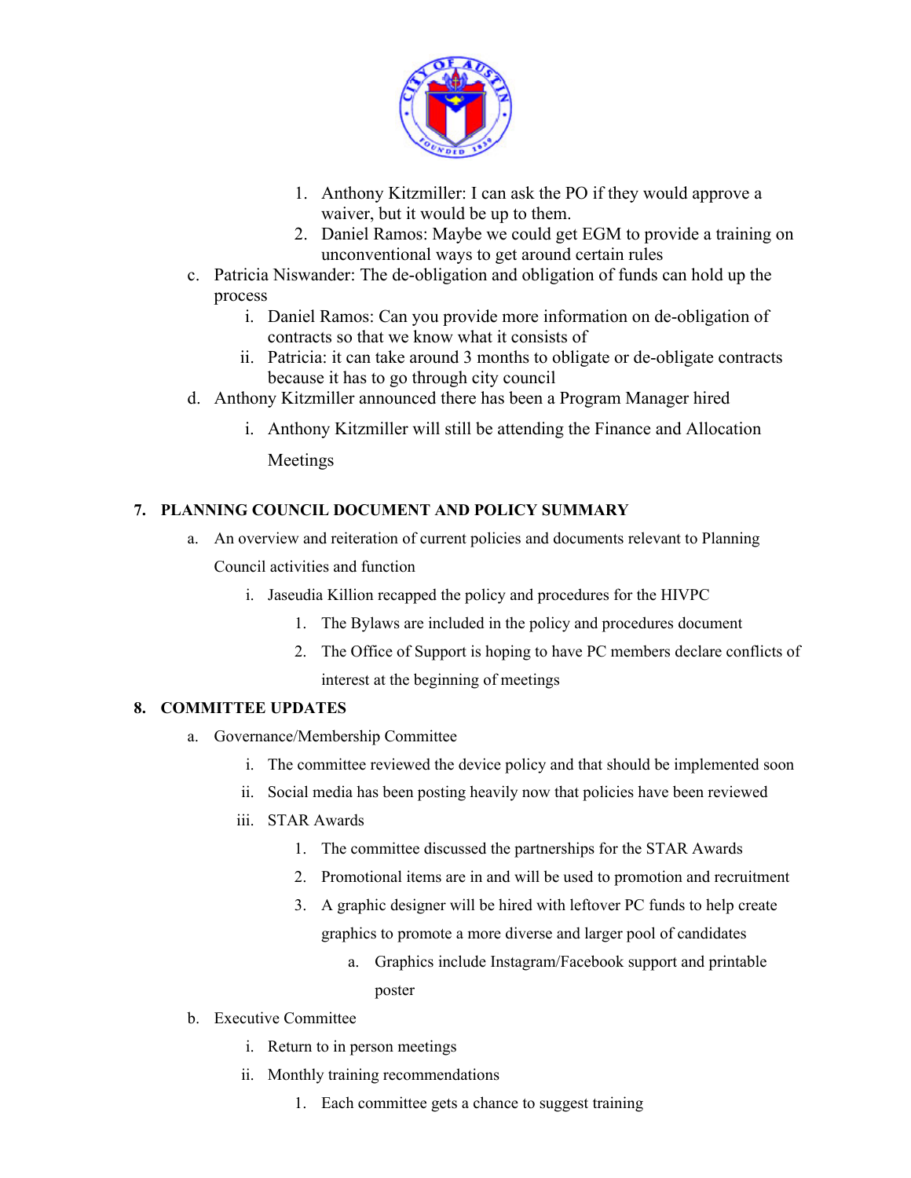1. Anthony Kitzmiller: I can ask the PO if they would approve a waiver, but it would be up to them.
2. Daniel Ramos: Maybe we could get EGM to provide a training on unconventional ways to get around certain rules

c. Patricia Niswander: The de-obligation and obligation of funds can hold up the process

  i. Daniel Ramos: Can you provide more information on de-obligation of contracts so that we know what it consists of

  ii. Patricia: it can take around 3 months to obligate or de-obligate contracts because it has to go through city council

d. Anthony Kitzmiller announced there has been a Program Manager hired

  i. Anthony Kitzmiller will still be attending the Finance and Allocation Meetings

**7. PLANNING COUNCIL DOCUMENT AND POLICY SUMMARY**

a. An overview and reiteration of current policies and documents relevant to Planning Council activities and function

  i. Jaseudia Killion recapped the policy and procedures for the HIVPC

    1. The Bylaws are included in the policy and procedures document
    2. The Office of Support is hoping to have PC members declare conflicts of interest at the beginning of meetings

**8. COMMITTEE UPDATES**

a. Governance/Membership Committee

  i. The committee reviewed the device policy and that should be implemented soon

  ii. Social media has been posting heavily now that policies have been reviewed

  iii. STAR Awards

    1. The committee discussed the partnerships for the STAR Awards
    2. Promotional items are in and will be used to promotion and recruitment
    3. A graphic designer will be hired with leftover PC funds to help create graphics to promote a more diverse and larger pool of candidates

      a. Graphics include Instagram/Facebook support and printable poster

b. Executive Committee

  i. Return to in person meetings

  ii. Monthly training recommendations

    1. Each committee gets a chance to suggest training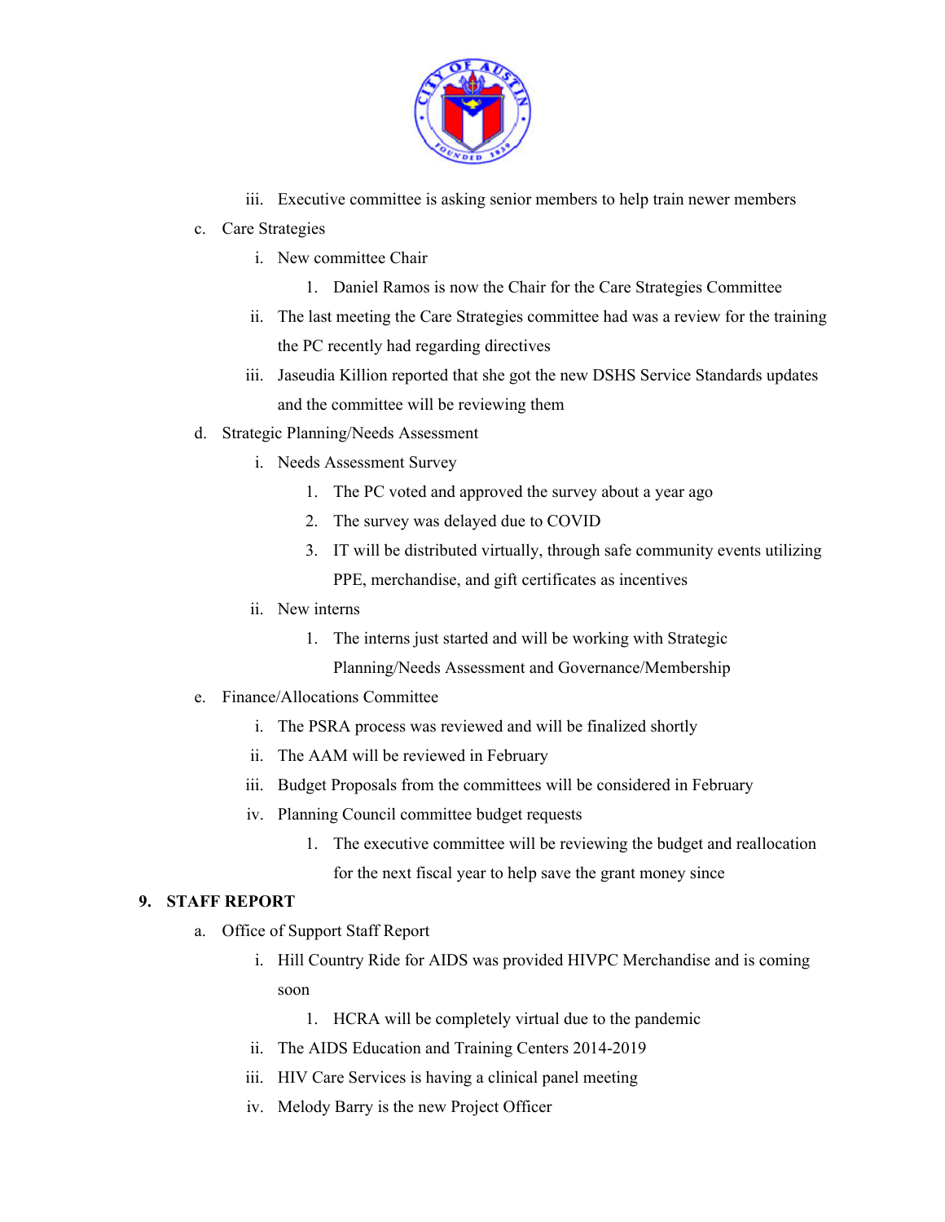iii. Executive committee is asking senior members to help train newer members

c. Care Strategies
   i. New committee Chair
      1. Daniel Ramos is now the Chair for the Care Strategies Committee
   ii. The last meeting the Care Strategies committee had was a review for the training the PC recently had regarding directives
   iii. Jaseudia Killion reported that she got the new DSHS Service Standards updates and the committee will be reviewing them

d. Strategic Planning/Needs Assessment
   i. Needs Assessment Survey
      1. The PC voted and approved the survey about a year ago
      2. The survey was delayed due to COVID
      3. IT will be distributed virtually, through safe community events utilizing PPE, merchandise, and gift certificates as incentives
   ii. New interns
      1. The interns just started and will be working with Strategic Planning/Needs Assessment and Governance/Membership

e. Finance/Allocations Committee
   i. The PSRA process was reviewed and will be finalized shortly
   ii. The AAM will be reviewed in February
   iii. Budget Proposals from the committees will be considered in February
   iv. Planning Council committee budget requests
      1. The executive committee will be reviewing the budget and reallocation for the next fiscal year to help save the grant money since

## 9. STAFF REPORT

a. Office of Support Staff Report
   i. Hill Country Ride for AIDS was provided HIVPC Merchandise and is coming soon
      1. HCRA will be completely virtual due to the pandemic
   ii. The AIDS Education and Training Centers 2014-2019
   iii. HIV Care Services is having a clinical panel meeting
   iv. Melody Barry is the new Project Officer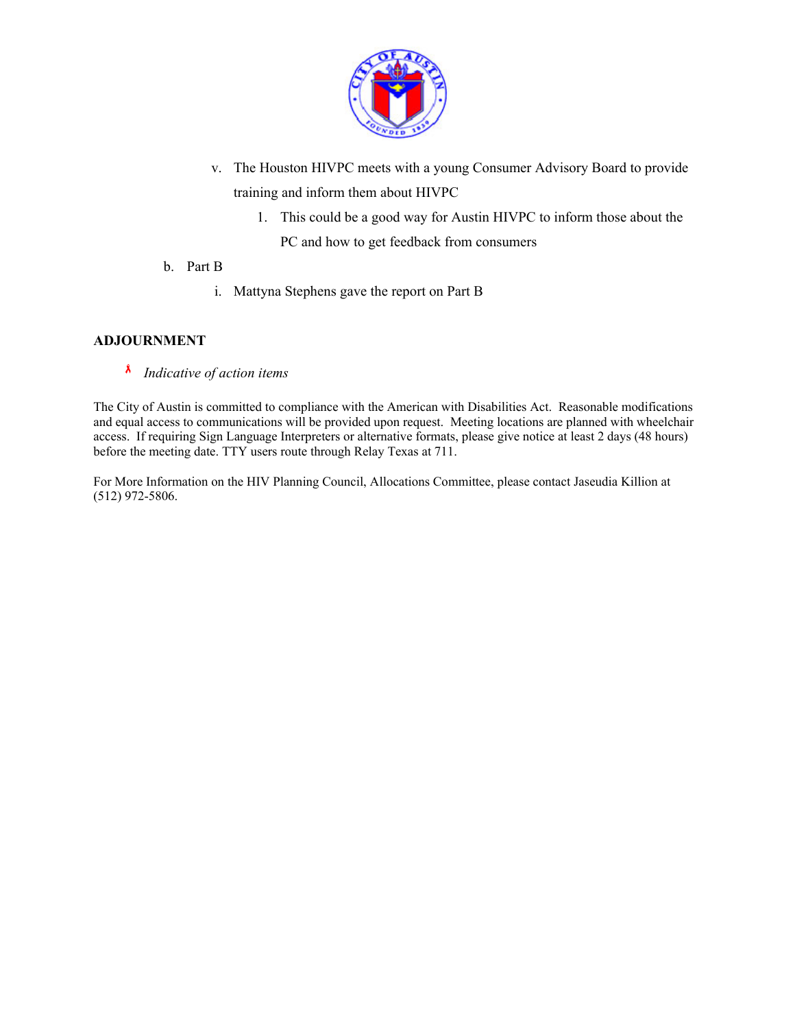v. The Houston HIVPC meets with a young Consumer Advisory Board to provide training and inform them about HIVPC

1. This could be a good way for Austin HIVPC to inform those about the PC and how to get feedback from consumers

b. Part B

i. Mattyna Stephens gave the report on Part B

**ADJOURNMENT**

🎗 *Indicative of action items*

The City of Austin is committed to compliance with the American with Disabilities Act. Reasonable modifications and equal access to communications will be provided upon request. Meeting locations are planned with wheelchair access. If requiring Sign Language Interpreters or alternative formats, please give notice at least 2 days (48 hours) before the meeting date. TTY users route through Relay Texas at 711.

For More Information on the HIV Planning Council, Allocations Committee, please contact Jaseudia Killion at (512) 972-5806.